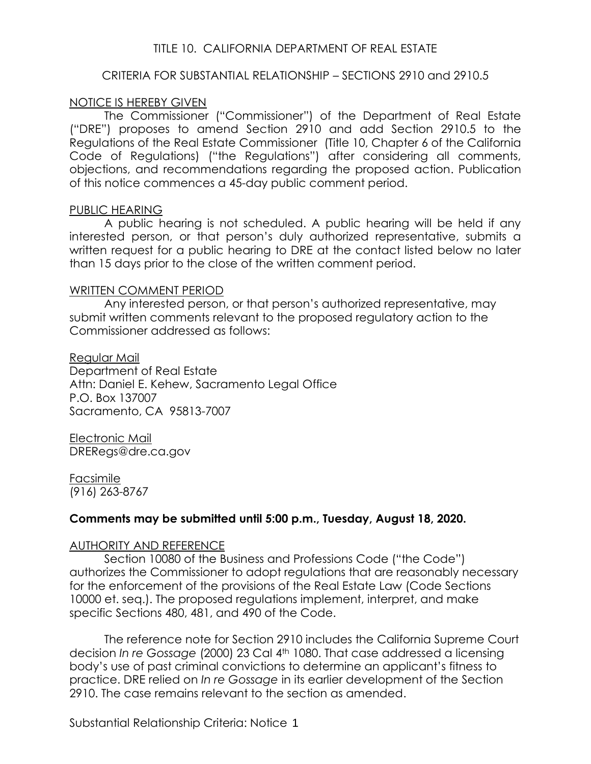# TITLE 10. CALIFORNIA DEPARTMENT OF REAL ESTATE

## CRITERIA FOR SUBSTANTIAL RELATIONSHIP – SECTIONS 2910 and 2910.5

### NOTICE IS HEREBY GIVEN

The Commissioner ("Commissioner") of the Department of Real Estate ("DRE") proposes to amend Section 2910 and add Section 2910.5 to the Regulations of the Real Estate Commissioner (Title 10, Chapter 6 of the California Code of Regulations) ("the Regulations") after considering all comments, objections, and recommendations regarding the proposed action. Publication of this notice commences a 45-day public comment period.

### PUBLIC HEARING

A public hearing is not scheduled. A public hearing will be held if any interested person, or that person's duly authorized representative, submits a written request for a public hearing to DRE at the contact listed below no later than 15 days prior to the close of the written comment period.

### WRITTEN COMMENT PERIOD

Any interested person, or that person's authorized representative, may submit written comments relevant to the proposed regulatory action to the Commissioner addressed as follows:

Regular Mail
Department of Real Estate
Attn: Daniel E. Kehew, Sacramento Legal Office
P.O. Box 137007
Sacramento, CA 95813-7007

Electronic Mail
DRERegs@dre.ca.gov

Facsimile
(916) 263-8767

**Comments may be submitted until 5:00 p.m., Tuesday, August 18, 2020.**

### AUTHORITY AND REFERENCE

Section 10080 of the Business and Professions Code ("the Code") authorizes the Commissioner to adopt regulations that are reasonably necessary for the enforcement of the provisions of the Real Estate Law (Code Sections 10000 et. seq.). The proposed regulations implement, interpret, and make specific Sections 480, 481, and 490 of the Code.

The reference note for Section 2910 includes the California Supreme Court decision *In re Gossage* (2000) 23 Cal 4th 1080. That case addressed a licensing body's use of past criminal convictions to determine an applicant's fitness to practice. DRE relied on *In re Gossage* in its earlier development of the Section 2910. The case remains relevant to the section as amended.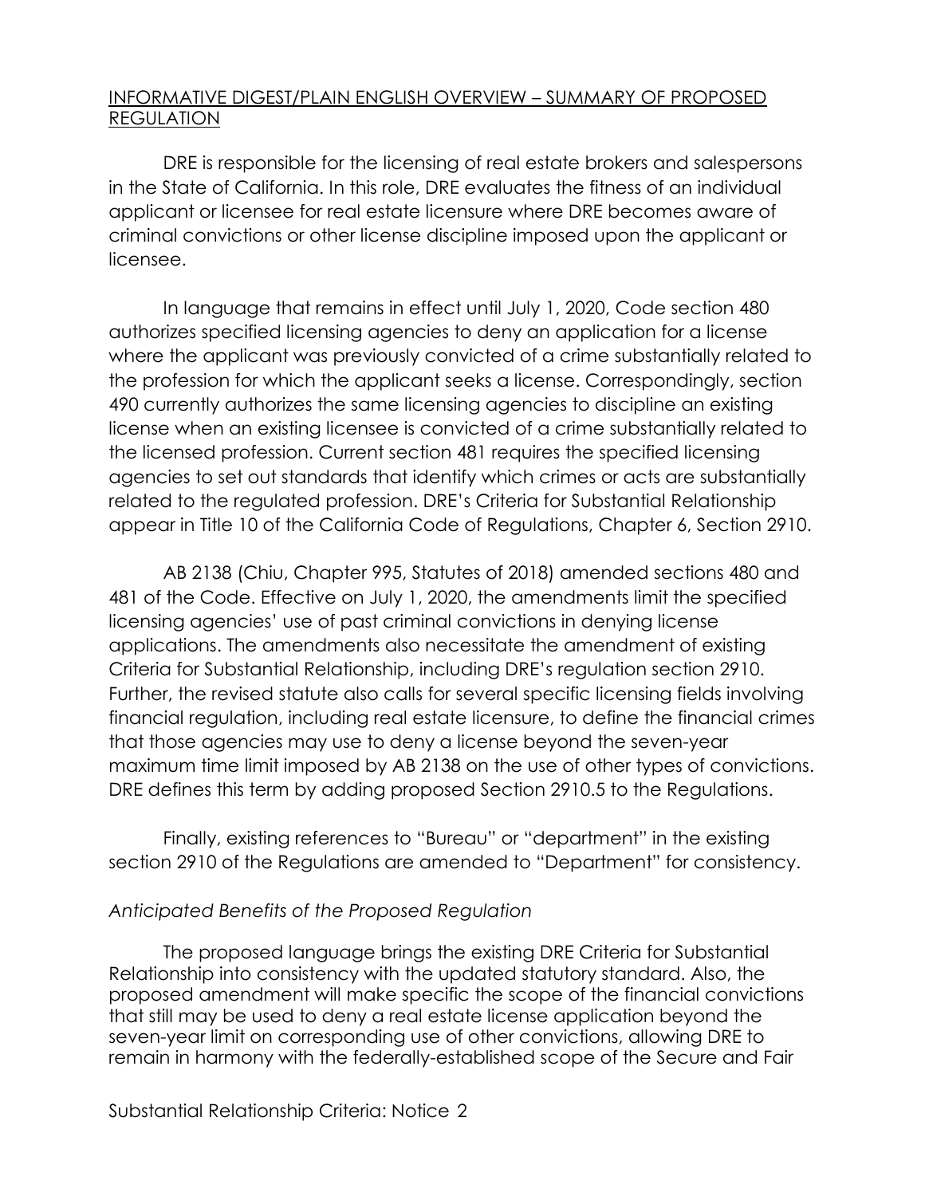## INFORMATIVE DIGEST/PLAIN ENGLISH OVERVIEW – SUMMARY OF PROPOSED REGULATION

DRE is responsible for the licensing of real estate brokers and salespersons in the State of California. In this role, DRE evaluates the fitness of an individual applicant or licensee for real estate licensure where DRE becomes aware of criminal convictions or other license discipline imposed upon the applicant or licensee.

In language that remains in effect until July 1, 2020, Code section 480 authorizes specified licensing agencies to deny an application for a license where the applicant was previously convicted of a crime substantially related to the profession for which the applicant seeks a license. Correspondingly, section 490 currently authorizes the same licensing agencies to discipline an existing license when an existing licensee is convicted of a crime substantially related to the licensed profession. Current section 481 requires the specified licensing agencies to set out standards that identify which crimes or acts are substantially related to the regulated profession. DRE's Criteria for Substantial Relationship appear in Title 10 of the California Code of Regulations, Chapter 6, Section 2910.

AB 2138 (Chiu, Chapter 995, Statutes of 2018) amended sections 480 and 481 of the Code. Effective on July 1, 2020, the amendments limit the specified licensing agencies' use of past criminal convictions in denying license applications. The amendments also necessitate the amendment of existing Criteria for Substantial Relationship, including DRE's regulation section 2910. Further, the revised statute also calls for several specific licensing fields involving financial regulation, including real estate licensure, to define the financial crimes that those agencies may use to deny a license beyond the seven-year maximum time limit imposed by AB 2138 on the use of other types of convictions. DRE defines this term by adding proposed Section 2910.5 to the Regulations.

Finally, existing references to "Bureau" or "department" in the existing section 2910 of the Regulations are amended to "Department" for consistency.

*Anticipated Benefits of the Proposed Regulation*

The proposed language brings the existing DRE Criteria for Substantial Relationship into consistency with the updated statutory standard. Also, the proposed amendment will make specific the scope of the financial convictions that still may be used to deny a real estate license application beyond the seven-year limit on corresponding use of other convictions, allowing DRE to remain in harmony with the federally-established scope of the Secure and Fair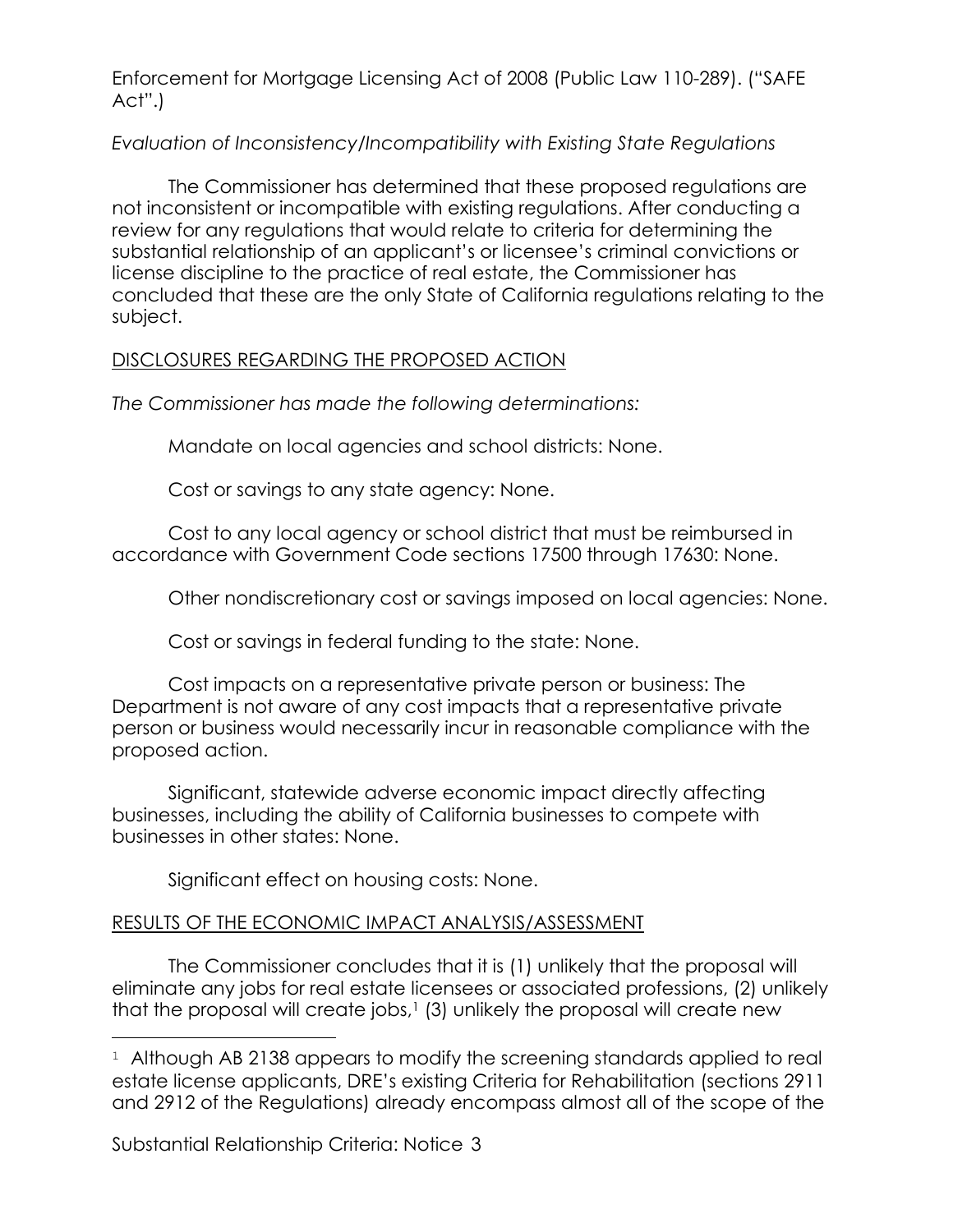Enforcement for Mortgage Licensing Act of 2008 (Public Law 110-289). ("SAFE Act".)

*Evaluation of Inconsistency/Incompatibility with Existing State Regulations*

The Commissioner has determined that these proposed regulations are not inconsistent or incompatible with existing regulations. After conducting a review for any regulations that would relate to criteria for determining the substantial relationship of an applicant's or licensee's criminal convictions or license discipline to the practice of real estate, the Commissioner has concluded that these are the only State of California regulations relating to the subject.

DISCLOSURES REGARDING THE PROPOSED ACTION

*The Commissioner has made the following determinations:*

Mandate on local agencies and school districts: None.

Cost or savings to any state agency: None.

Cost to any local agency or school district that must be reimbursed in accordance with Government Code sections 17500 through 17630: None.

Other nondiscretionary cost or savings imposed on local agencies: None.

Cost or savings in federal funding to the state: None.

Cost impacts on a representative private person or business: The Department is not aware of any cost impacts that a representative private person or business would necessarily incur in reasonable compliance with the proposed action.

Significant, statewide adverse economic impact directly affecting businesses, including the ability of California businesses to compete with businesses in other states: None.

Significant effect on housing costs: None.

RESULTS OF THE ECONOMIC IMPACT ANALYSIS/ASSESSMENT

The Commissioner concludes that it is (1) unlikely that the proposal will eliminate any jobs for real estate licensees or associated professions, (2) unlikely that the proposal will create jobs,[1] (3) unlikely the proposal will create new

[1] Although AB 2138 appears to modify the screening standards applied to real estate license applicants, DRE's existing Criteria for Rehabilitation (sections 2911 and 2912 of the Regulations) already encompass almost all of the scope of the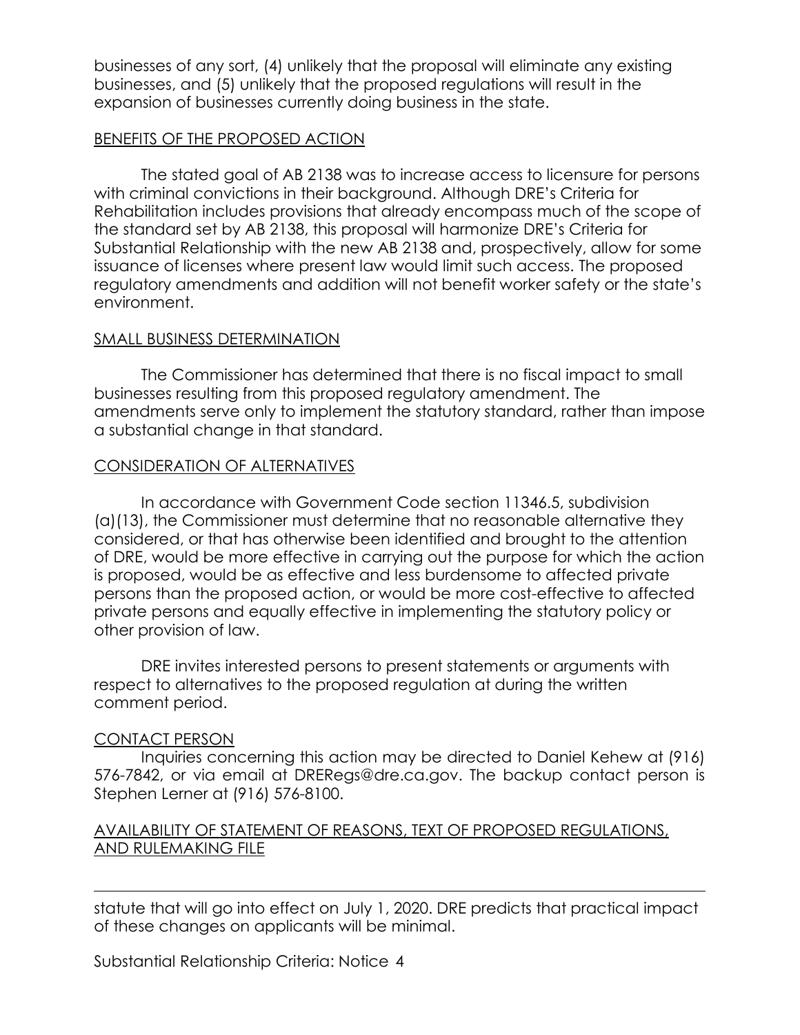businesses of any sort, (4) unlikely that the proposal will eliminate any existing businesses, and (5) unlikely that the proposed regulations will result in the expansion of businesses currently doing business in the state.

## BENEFITS OF THE PROPOSED ACTION

The stated goal of AB 2138 was to increase access to licensure for persons with criminal convictions in their background. Although DRE's Criteria for Rehabilitation includes provisions that already encompass much of the scope of the standard set by AB 2138, this proposal will harmonize DRE's Criteria for Substantial Relationship with the new AB 2138 and, prospectively, allow for some issuance of licenses where present law would limit such access. The proposed regulatory amendments and addition will not benefit worker safety or the state's environment.

## SMALL BUSINESS DETERMINATION

The Commissioner has determined that there is no fiscal impact to small businesses resulting from this proposed regulatory amendment. The amendments serve only to implement the statutory standard, rather than impose a substantial change in that standard.

## CONSIDERATION OF ALTERNATIVES

In accordance with Government Code section 11346.5, subdivision (a)(13), the Commissioner must determine that no reasonable alternative they considered, or that has otherwise been identified and brought to the attention of DRE, would be more effective in carrying out the purpose for which the action is proposed, would be as effective and less burdensome to affected private persons than the proposed action, or would be more cost-effective to affected private persons and equally effective in implementing the statutory policy or other provision of law.

DRE invites interested persons to present statements or arguments with respect to alternatives to the proposed regulation at during the written comment period.

## CONTACT PERSON

Inquiries concerning this action may be directed to Daniel Kehew at (916) 576-7842, or via email at DRERegs@dre.ca.gov. The backup contact person is Stephen Lerner at (916) 576-8100.

## AVAILABILITY OF STATEMENT OF REASONS, TEXT OF PROPOSED REGULATIONS, AND RULEMAKING FILE

---

statute that will go into effect on July 1, 2020. DRE predicts that practical impact of these changes on applicants will be minimal.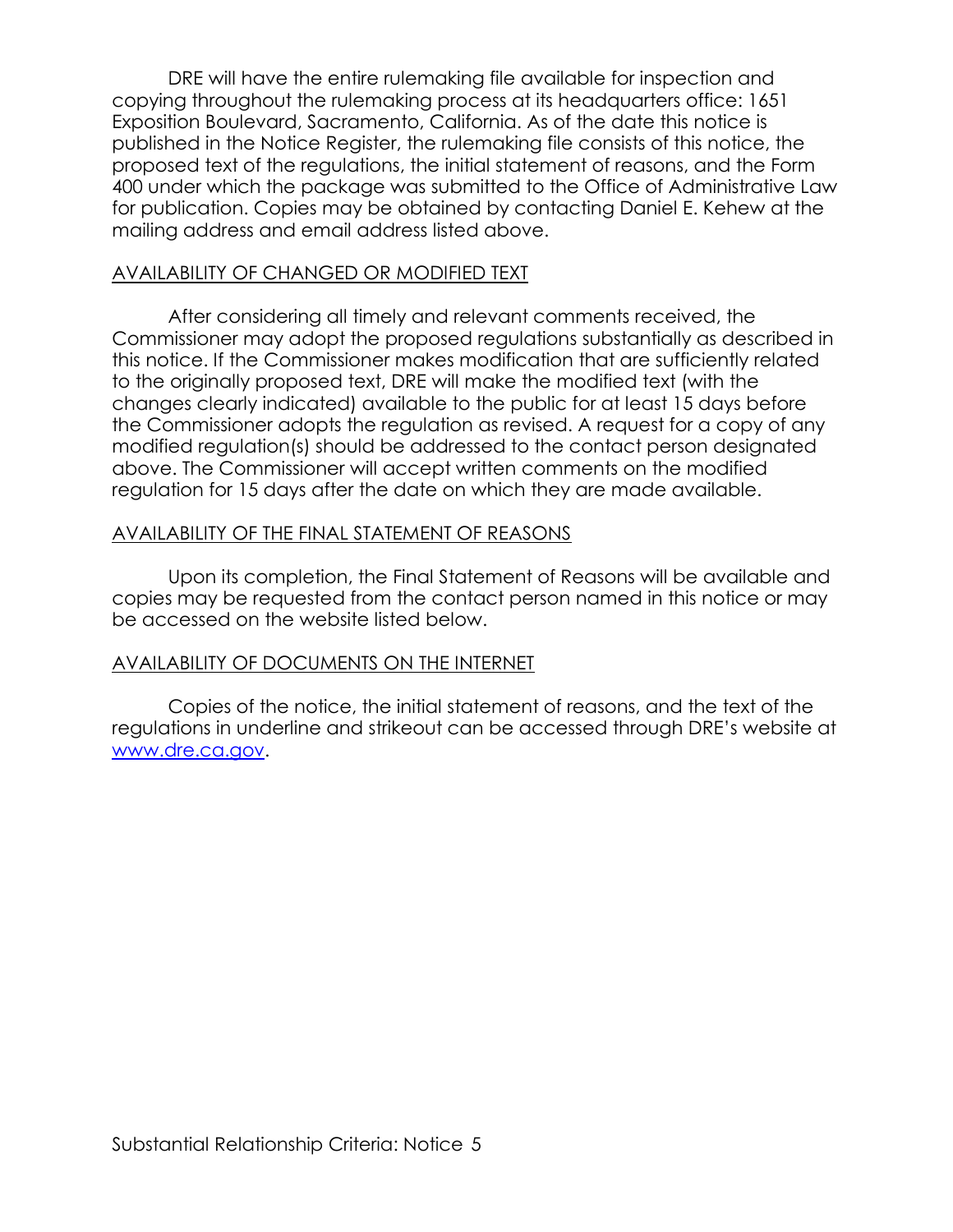DRE will have the entire rulemaking file available for inspection and copying throughout the rulemaking process at its headquarters office: 1651 Exposition Boulevard, Sacramento, California. As of the date this notice is published in the Notice Register, the rulemaking file consists of this notice, the proposed text of the regulations, the initial statement of reasons, and the Form 400 under which the package was submitted to the Office of Administrative Law for publication. Copies may be obtained by contacting Daniel E. Kehew at the mailing address and email address listed above.

## AVAILABILITY OF CHANGED OR MODIFIED TEXT

After considering all timely and relevant comments received, the Commissioner may adopt the proposed regulations substantially as described in this notice. If the Commissioner makes modification that are sufficiently related to the originally proposed text, DRE will make the modified text (with the changes clearly indicated) available to the public for at least 15 days before the Commissioner adopts the regulation as revised. A request for a copy of any modified regulation(s) should be addressed to the contact person designated above. The Commissioner will accept written comments on the modified regulation for 15 days after the date on which they are made available.

## AVAILABILITY OF THE FINAL STATEMENT OF REASONS

Upon its completion, the Final Statement of Reasons will be available and copies may be requested from the contact person named in this notice or may be accessed on the website listed below.

## AVAILABILITY OF DOCUMENTS ON THE INTERNET

Copies of the notice, the initial statement of reasons, and the text of the regulations in underline and strikeout can be accessed through DRE's website at [www.dre.ca.gov](http://www.dre.ca.gov).